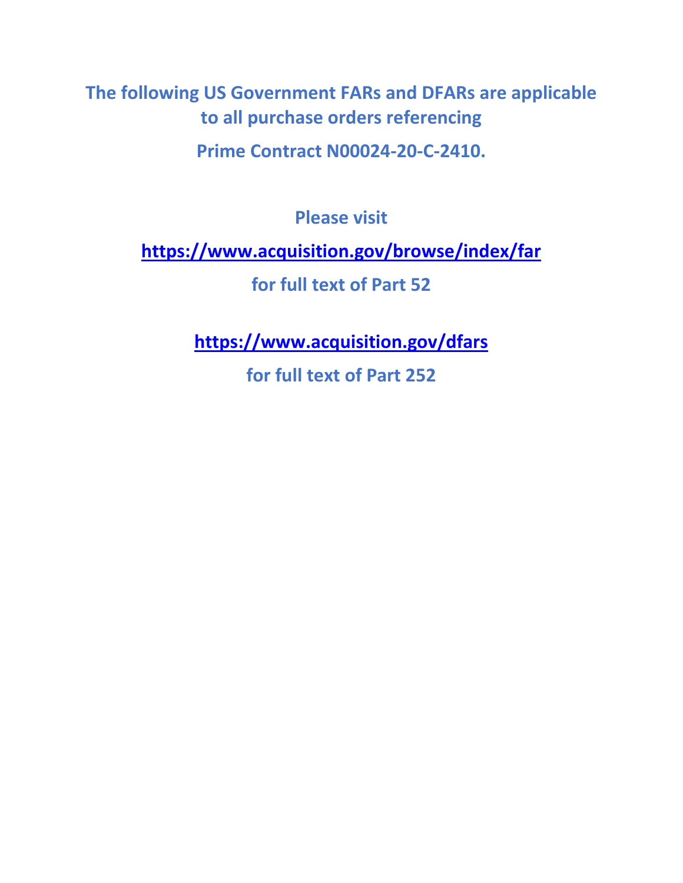**The following US Government FARs and DFARs are applicable to all purchase orders referencing**

**Prime Contract N00024-20-C-2410.**

**Please visit**

**https://www.acquisition.gov/browse/index/far**

**for full text of Part 52**

**https://www.acquisition.gov/dfars**

**for full text of Part 252**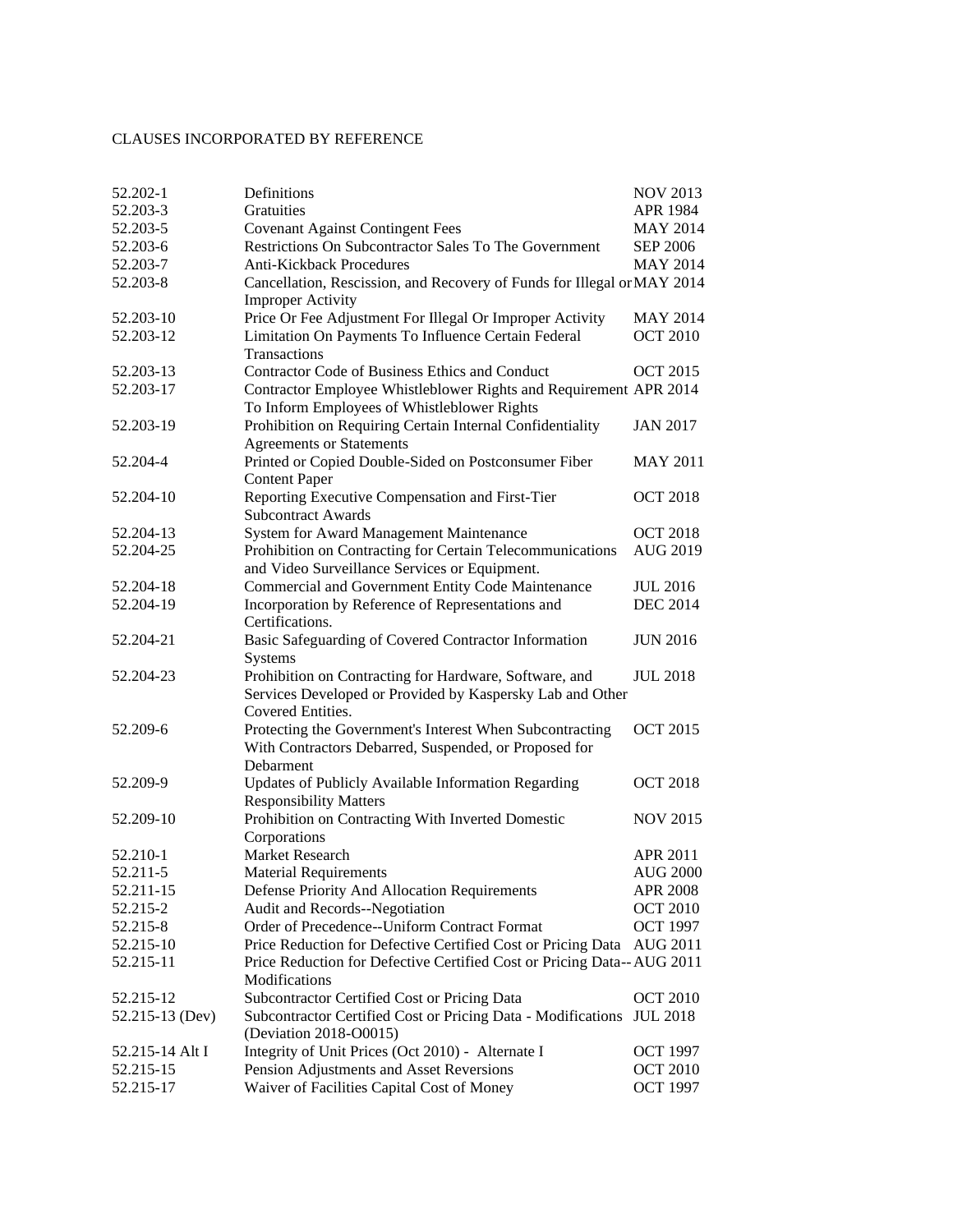CLAUSES INCORPORATED BY REFERENCE

| | | |
|---|---|---|
| 52.202-1 | Definitions | NOV 2013 |
| 52.203-3 | Gratuities | APR 1984 |
| 52.203-5 | Covenant Against Contingent Fees | MAY 2014 |
| 52.203-6 | Restrictions On Subcontractor Sales To The Government | SEP 2006 |
| 52.203-7 | Anti-Kickback Procedures | MAY 2014 |
| 52.203-8 | Cancellation, Rescission, and Recovery of Funds for Illegal or Improper Activity | MAY 2014 |
| 52.203-10 | Price Or Fee Adjustment For Illegal Or Improper Activity | MAY 2014 |
| 52.203-12 | Limitation On Payments To Influence Certain Federal Transactions | OCT 2010 |
| 52.203-13 | Contractor Code of Business Ethics and Conduct | OCT 2015 |
| 52.203-17 | Contractor Employee Whistleblower Rights and Requirement To Inform Employees of Whistleblower Rights | APR 2014 |
| 52.203-19 | Prohibition on Requiring Certain Internal Confidentiality Agreements or Statements | JAN 2017 |
| 52.204-4 | Printed or Copied Double-Sided on Postconsumer Fiber Content Paper | MAY 2011 |
| 52.204-10 | Reporting Executive Compensation and First-Tier Subcontract Awards | OCT 2018 |
| 52.204-13 | System for Award Management Maintenance | OCT 2018 |
| 52.204-25 | Prohibition on Contracting for Certain Telecommunications and Video Surveillance Services or Equipment. | AUG 2019 |
| 52.204-18 | Commercial and Government Entity Code Maintenance | JUL 2016 |
| 52.204-19 | Incorporation by Reference of Representations and Certifications. | DEC 2014 |
| 52.204-21 | Basic Safeguarding of Covered Contractor Information Systems | JUN 2016 |
| 52.204-23 | Prohibition on Contracting for Hardware, Software, and Services Developed or Provided by Kaspersky Lab and Other Covered Entities. | JUL 2018 |
| 52.209-6 | Protecting the Government's Interest When Subcontracting With Contractors Debarred, Suspended, or Proposed for Debarment | OCT 2015 |
| 52.209-9 | Updates of Publicly Available Information Regarding Responsibility Matters | OCT 2018 |
| 52.209-10 | Prohibition on Contracting With Inverted Domestic Corporations | NOV 2015 |
| 52.210-1 | Market Research | APR 2011 |
| 52.211-5 | Material Requirements | AUG 2000 |
| 52.211-15 | Defense Priority And Allocation Requirements | APR 2008 |
| 52.215-2 | Audit and Records--Negotiation | OCT 2010 |
| 52.215-8 | Order of Precedence--Uniform Contract Format | OCT 1997 |
| 52.215-10 | Price Reduction for Defective Certified Cost or Pricing Data | AUG 2011 |
| 52.215-11 | Price Reduction for Defective Certified Cost or Pricing Data--Modifications | AUG 2011 |
| 52.215-12 | Subcontractor Certified Cost or Pricing Data | OCT 2010 |
| 52.215-13 (Dev) | Subcontractor Certified Cost or Pricing Data - Modifications (Deviation 2018-O0015) | JUL 2018 |
| 52.215-14 Alt I | Integrity of Unit Prices (Oct 2010) - Alternate I | OCT 1997 |
| 52.215-15 | Pension Adjustments and Asset Reversions | OCT 2010 |
| 52.215-17 | Waiver of Facilities Capital Cost of Money | OCT 1997 |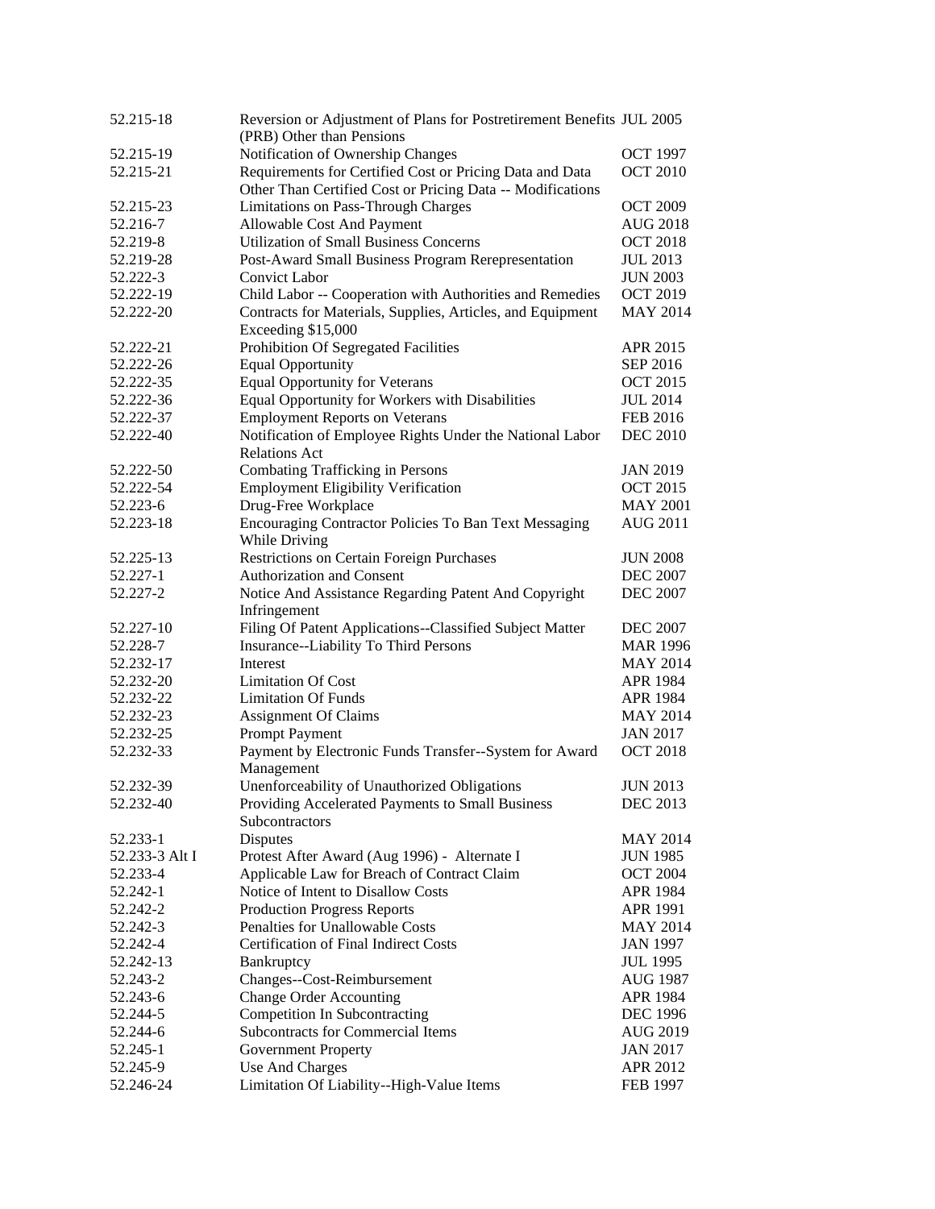| | | |
|---|---|---|
| 52.215-18 | Reversion or Adjustment of Plans for Postretirement Benefits (PRB) Other than Pensions | JUL 2005 |
| 52.215-19 | Notification of Ownership Changes | OCT 1997 |
| 52.215-21 | Requirements for Certified Cost or Pricing Data and Data Other Than Certified Cost or Pricing Data -- Modifications | OCT 2010 |
| 52.215-23 | Limitations on Pass-Through Charges | OCT 2009 |
| 52.216-7 | Allowable Cost And Payment | AUG 2018 |
| 52.219-8 | Utilization of Small Business Concerns | OCT 2018 |
| 52.219-28 | Post-Award Small Business Program Rerepresentation | JUL 2013 |
| 52.222-3 | Convict Labor | JUN 2003 |
| 52.222-19 | Child Labor -- Cooperation with Authorities and Remedies | OCT 2019 |
| 52.222-20 | Contracts for Materials, Supplies, Articles, and Equipment Exceeding $15,000 | MAY 2014 |
| 52.222-21 | Prohibition Of Segregated Facilities | APR 2015 |
| 52.222-26 | Equal Opportunity | SEP 2016 |
| 52.222-35 | Equal Opportunity for Veterans | OCT 2015 |
| 52.222-36 | Equal Opportunity for Workers with Disabilities | JUL 2014 |
| 52.222-37 | Employment Reports on Veterans | FEB 2016 |
| 52.222-40 | Notification of Employee Rights Under the National Labor Relations Act | DEC 2010 |
| 52.222-50 | Combating Trafficking in Persons | JAN 2019 |
| 52.222-54 | Employment Eligibility Verification | OCT 2015 |
| 52.223-6 | Drug-Free Workplace | MAY 2001 |
| 52.223-18 | Encouraging Contractor Policies To Ban Text Messaging While Driving | AUG 2011 |
| 52.225-13 | Restrictions on Certain Foreign Purchases | JUN 2008 |
| 52.227-1 | Authorization and Consent | DEC 2007 |
| 52.227-2 | Notice And Assistance Regarding Patent And Copyright Infringement | DEC 2007 |
| 52.227-10 | Filing Of Patent Applications--Classified Subject Matter | DEC 2007 |
| 52.228-7 | Insurance--Liability To Third Persons | MAR 1996 |
| 52.232-17 | Interest | MAY 2014 |
| 52.232-20 | Limitation Of Cost | APR 1984 |
| 52.232-22 | Limitation Of Funds | APR 1984 |
| 52.232-23 | Assignment Of Claims | MAY 2014 |
| 52.232-25 | Prompt Payment | JAN 2017 |
| 52.232-33 | Payment by Electronic Funds Transfer--System for Award Management | OCT 2018 |
| 52.232-39 | Unenforceability of Unauthorized Obligations | JUN 2013 |
| 52.232-40 | Providing Accelerated Payments to Small Business Subcontractors | DEC 2013 |
| 52.233-1 | Disputes | MAY 2014 |
| 52.233-3 Alt I | Protest After Award (Aug 1996) - Alternate I | JUN 1985 |
| 52.233-4 | Applicable Law for Breach of Contract Claim | OCT 2004 |
| 52.242-1 | Notice of Intent to Disallow Costs | APR 1984 |
| 52.242-2 | Production Progress Reports | APR 1991 |
| 52.242-3 | Penalties for Unallowable Costs | MAY 2014 |
| 52.242-4 | Certification of Final Indirect Costs | JAN 1997 |
| 52.242-13 | Bankruptcy | JUL 1995 |
| 52.243-2 | Changes--Cost-Reimbursement | AUG 1987 |
| 52.243-6 | Change Order Accounting | APR 1984 |
| 52.244-5 | Competition In Subcontracting | DEC 1996 |
| 52.244-6 | Subcontracts for Commercial Items | AUG 2019 |
| 52.245-1 | Government Property | JAN 2017 |
| 52.245-9 | Use And Charges | APR 2012 |
| 52.246-24 | Limitation Of Liability--High-Value Items | FEB 1997 |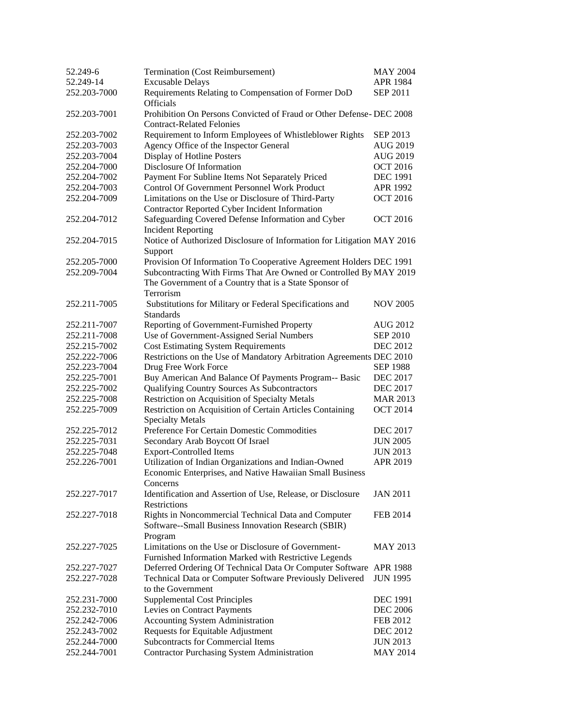| | | |
|---|---|---|
| 52.249-6 | Termination (Cost Reimbursement) | MAY 2004 |
| 52.249-14 | Excusable Delays | APR 1984 |
| 252.203-7000 | Requirements Relating to Compensation of Former DoD Officials | SEP 2011 |
| 252.203-7001 | Prohibition On Persons Convicted of Fraud or Other Defense-Contract-Related Felonies | DEC 2008 |
| 252.203-7002 | Requirement to Inform Employees of Whistleblower Rights | SEP 2013 |
| 252.203-7003 | Agency Office of the Inspector General | AUG 2019 |
| 252.203-7004 | Display of Hotline Posters | AUG 2019 |
| 252.204-7000 | Disclosure Of Information | OCT 2016 |
| 252.204-7002 | Payment For Subline Items Not Separately Priced | DEC 1991 |
| 252.204-7003 | Control Of Government Personnel Work Product | APR 1992 |
| 252.204-7009 | Limitations on the Use or Disclosure of Third-Party Contractor Reported Cyber Incident Information | OCT 2016 |
| 252.204-7012 | Safeguarding Covered Defense Information and Cyber Incident Reporting | OCT 2016 |
| 252.204-7015 | Notice of Authorized Disclosure of Information for Litigation Support | MAY 2016 |
| 252.205-7000 | Provision Of Information To Cooperative Agreement Holders | DEC 1991 |
| 252.209-7004 | Subcontracting With Firms That Are Owned or Controlled By The Government of a Country that is a State Sponsor of Terrorism | MAY 2019 |
| 252.211-7005 | Substitutions for Military or Federal Specifications and Standards | NOV 2005 |
| 252.211-7007 | Reporting of Government-Furnished Property | AUG 2012 |
| 252.211-7008 | Use of Government-Assigned Serial Numbers | SEP 2010 |
| 252.215-7002 | Cost Estimating System Requirements | DEC 2012 |
| 252.222-7006 | Restrictions on the Use of Mandatory Arbitration Agreements | DEC 2010 |
| 252.223-7004 | Drug Free Work Force | SEP 1988 |
| 252.225-7001 | Buy American And Balance Of Payments Program-- Basic | DEC 2017 |
| 252.225-7002 | Qualifying Country Sources As Subcontractors | DEC 2017 |
| 252.225-7008 | Restriction on Acquisition of Specialty Metals | MAR 2013 |
| 252.225-7009 | Restriction on Acquisition of Certain Articles Containing Specialty Metals | OCT 2014 |
| 252.225-7012 | Preference For Certain Domestic Commodities | DEC 2017 |
| 252.225-7031 | Secondary Arab Boycott Of Israel | JUN 2005 |
| 252.225-7048 | Export-Controlled Items | JUN 2013 |
| 252.226-7001 | Utilization of Indian Organizations and Indian-Owned Economic Enterprises, and Native Hawaiian Small Business Concerns | APR 2019 |
| 252.227-7017 | Identification and Assertion of Use, Release, or Disclosure Restrictions | JAN 2011 |
| 252.227-7018 | Rights in Noncommercial Technical Data and Computer Software--Small Business Innovation Research (SBIR) Program | FEB 2014 |
| 252.227-7025 | Limitations on the Use or Disclosure of Government-Furnished Information Marked with Restrictive Legends | MAY 2013 |
| 252.227-7027 | Deferred Ordering Of Technical Data Or Computer Software | APR 1988 |
| 252.227-7028 | Technical Data or Computer Software Previously Delivered to the Government | JUN 1995 |
| 252.231-7000 | Supplemental Cost Principles | DEC 1991 |
| 252.232-7010 | Levies on Contract Payments | DEC 2006 |
| 252.242-7006 | Accounting System Administration | FEB 2012 |
| 252.243-7002 | Requests for Equitable Adjustment | DEC 2012 |
| 252.244-7000 | Subcontracts for Commercial Items | JUN 2013 |
| 252.244-7001 | Contractor Purchasing System Administration | MAY 2014 |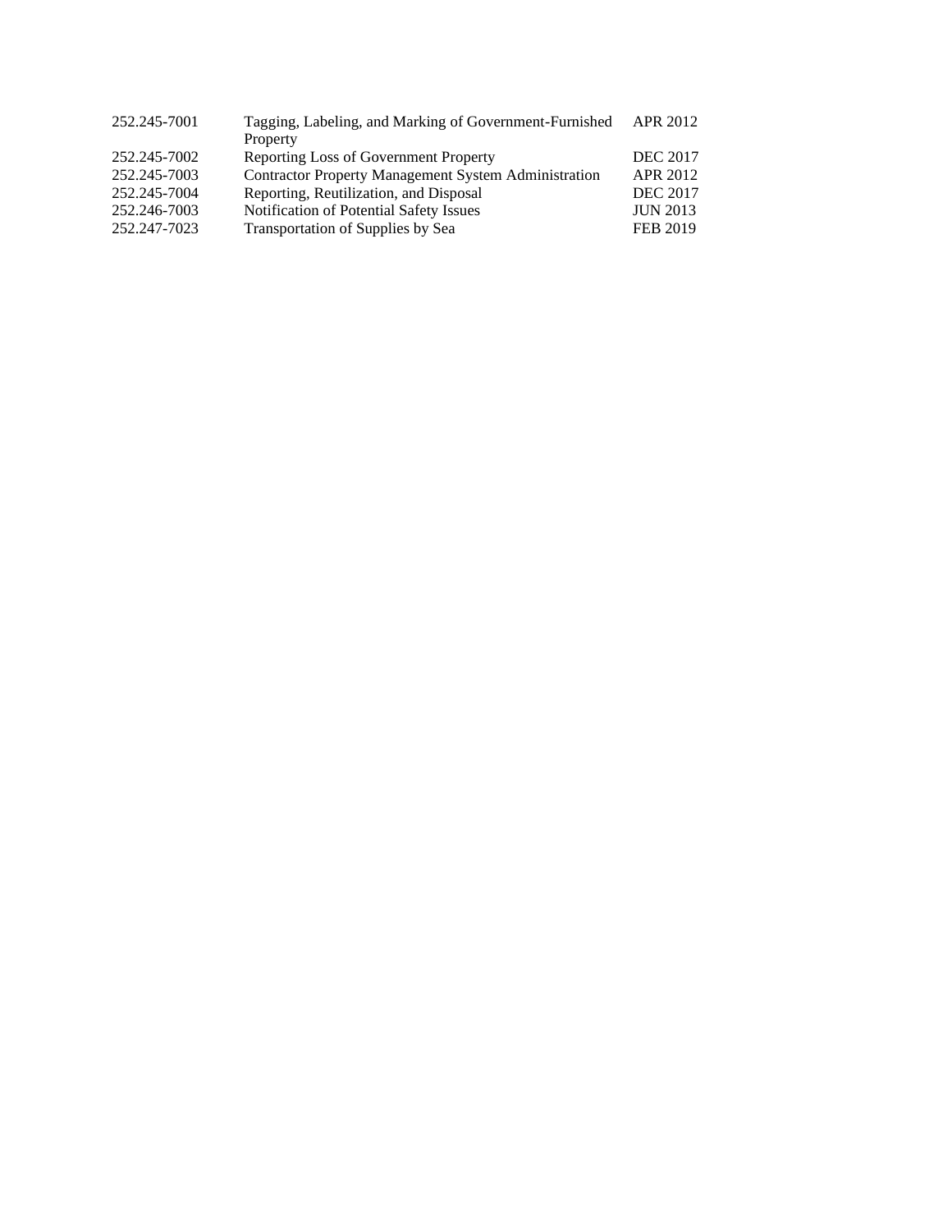| | | |
|---|---|---|
| 252.245-7001 | Tagging, Labeling, and Marking of Government-Furnished Property | APR 2012 |
| 252.245-7002 | Reporting Loss of Government Property | DEC 2017 |
| 252.245-7003 | Contractor Property Management System Administration | APR 2012 |
| 252.245-7004 | Reporting, Reutilization, and Disposal | DEC 2017 |
| 252.246-7003 | Notification of Potential Safety Issues | JUN 2013 |
| 252.247-7023 | Transportation of Supplies by Sea | FEB 2019 |